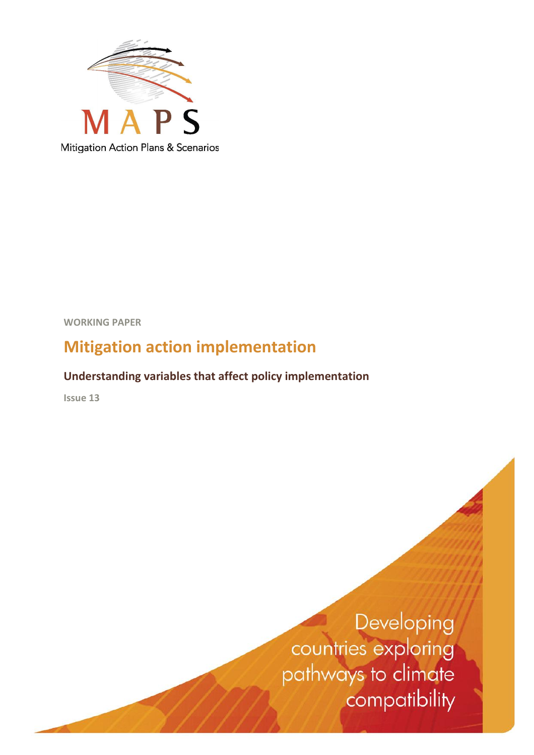MAPS

Mitigation Action Plans & Scenarios

WORKING PAPER

# Mitigation action implementation

## Understanding variables that affect policy implementation

Issue 13

Developing countries exploring pathways to climate compatibility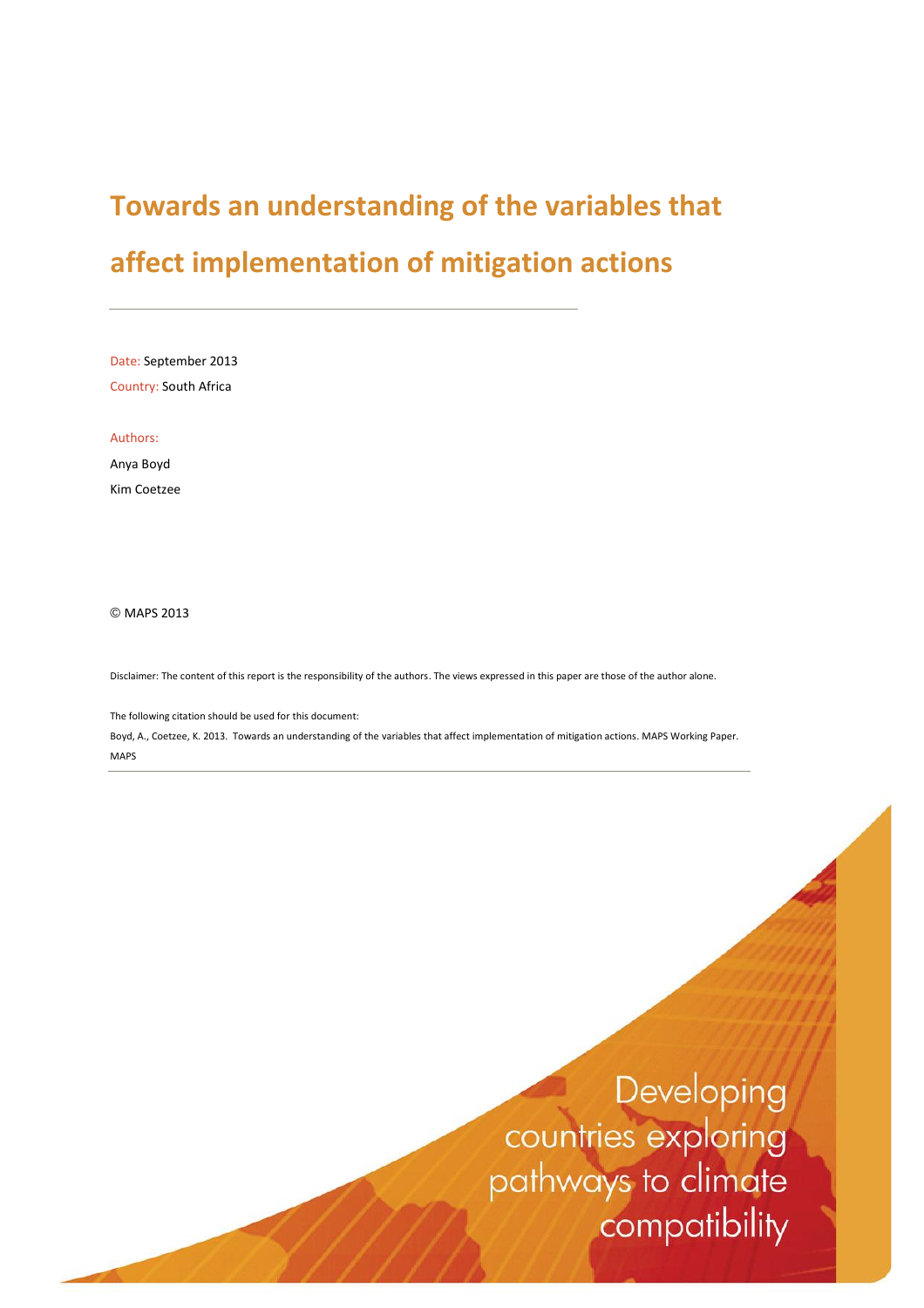# Towards an understanding of the variables that affect implementation of mitigation actions

Date: September 2013

Country: South Africa

Authors:

Anya Boyd

Kim Coetzee

© MAPS 2013

Disclaimer: The content of this report is the responsibility of the authors. The views expressed in this paper are those of the author alone.

The following citation should be used for this document:

Boyd, A., Coetzee, K. 2013. Towards an understanding of the variables that affect implementation of mitigation actions. MAPS Working Paper. MAPS

Developing countries exploring pathways to climate compatibility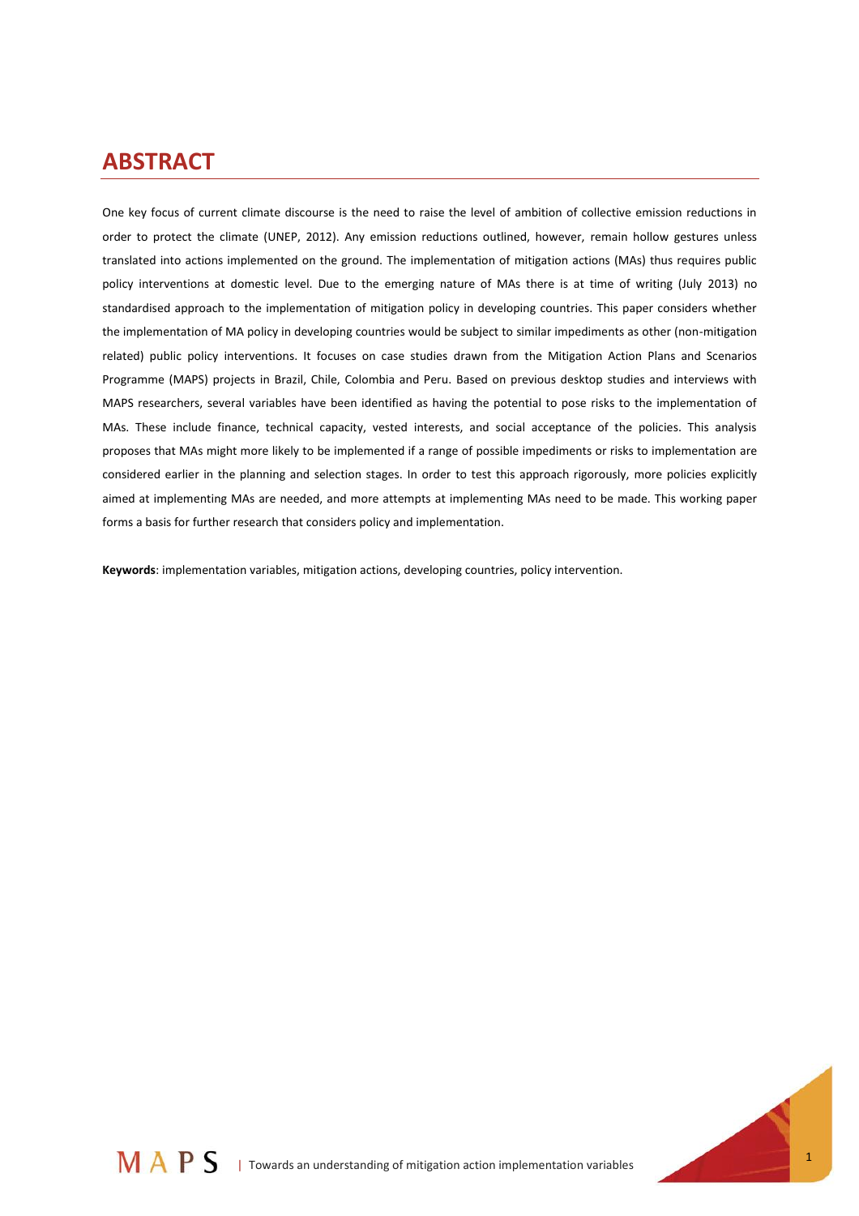# ABSTRACT

One key focus of current climate discourse is the need to raise the level of ambition of collective emission reductions in order to protect the climate (UNEP, 2012). Any emission reductions outlined, however, remain hollow gestures unless translated into actions implemented on the ground. The implementation of mitigation actions (MAs) thus requires public policy interventions at domestic level. Due to the emerging nature of MAs there is at time of writing (July 2013) no standardised approach to the implementation of mitigation policy in developing countries. This paper considers whether the implementation of MA policy in developing countries would be subject to similar impediments as other (non-mitigation related) public policy interventions. It focuses on case studies drawn from the Mitigation Action Plans and Scenarios Programme (MAPS) projects in Brazil, Chile, Colombia and Peru. Based on previous desktop studies and interviews with MAPS researchers, several variables have been identified as having the potential to pose risks to the implementation of MAs. These include finance, technical capacity, vested interests, and social acceptance of the policies. This analysis proposes that MAs might more likely to be implemented if a range of possible impediments or risks to implementation are considered earlier in the planning and selection stages. In order to test this approach rigorously, more policies explicitly aimed at implementing MAs are needed, and more attempts at implementing MAs need to be made. This working paper forms a basis for further research that considers policy and implementation.

**Keywords**: implementation variables, mitigation actions, developing countries, policy intervention.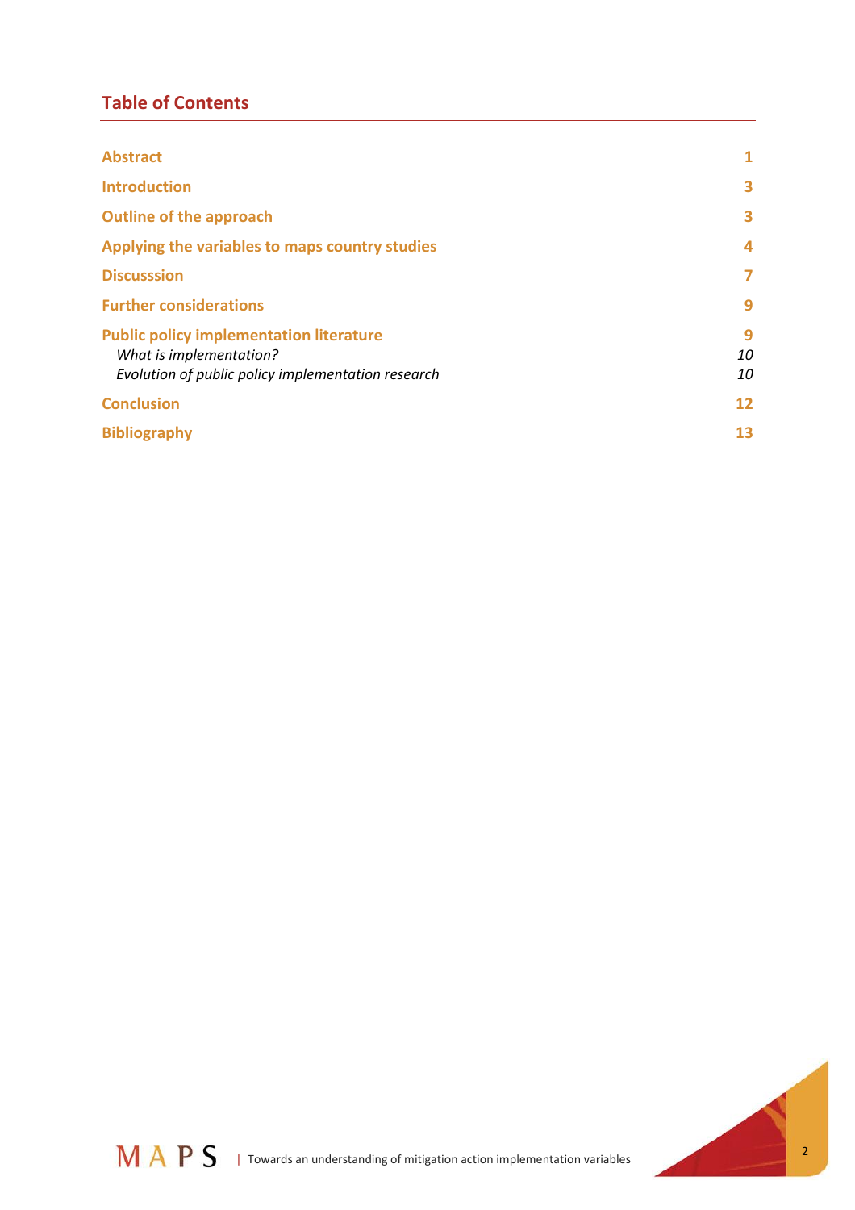## Table of Contents

| | |
|---|---|
| **Abstract** | **1** |
| **Introduction** | **3** |
| **Outline of the approach** | **3** |
| **Applying the variables to maps country studies** | **4** |
| **Discusssion** | **7** |
| **Further considerations** | **9** |
| **Public policy implementation literature** | **9** |
| *What is implementation?* | *10* |
| *Evolution of public policy implementation research* | *10* |
| **Conclusion** | **12** |
| **Bibliography** | **13** |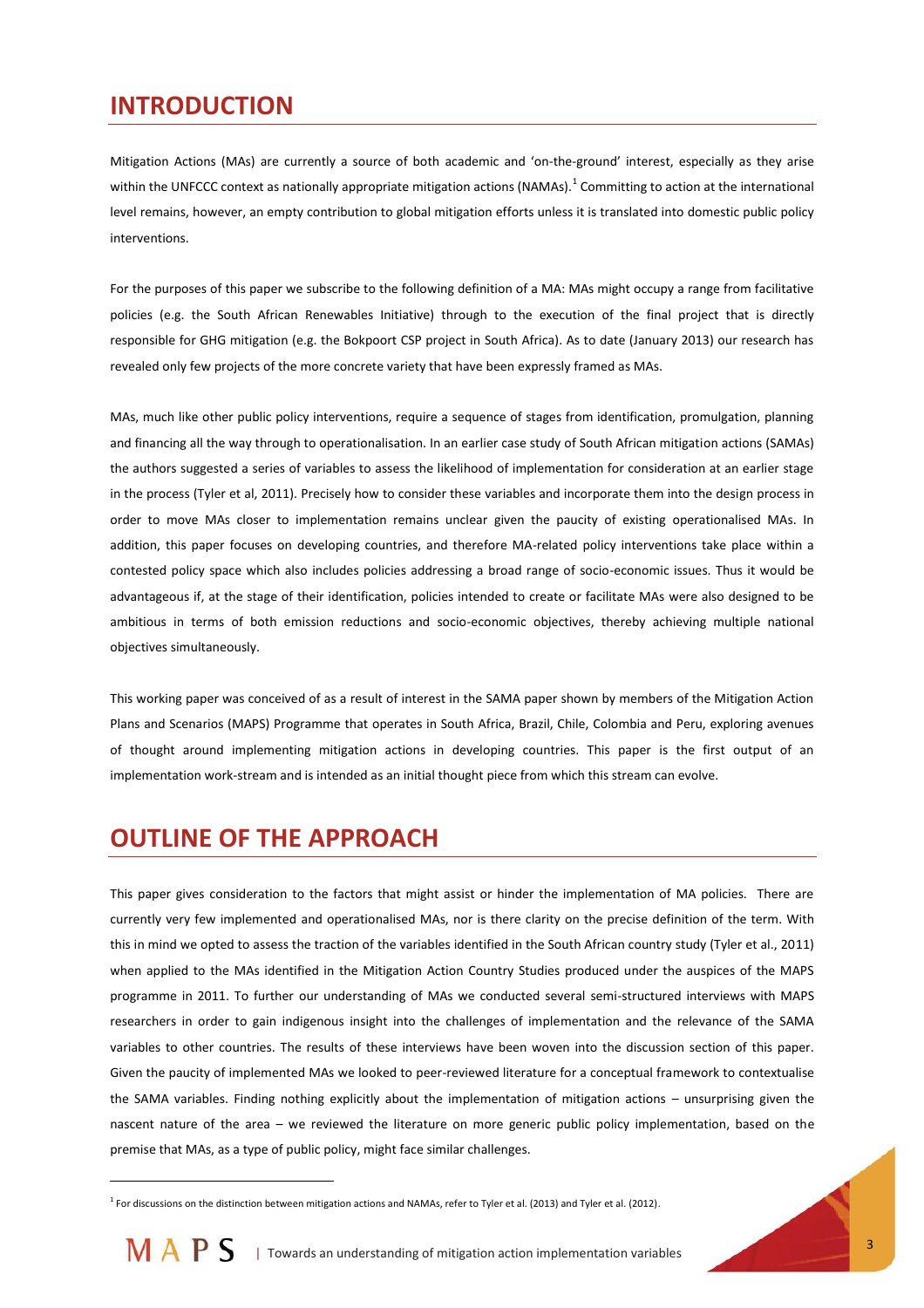# INTRODUCTION

Mitigation Actions (MAs) are currently a source of both academic and 'on-the-ground' interest, especially as they arise within the UNFCCC context as nationally appropriate mitigation actions (NAMAs).[1] Committing to action at the international level remains, however, an empty contribution to global mitigation efforts unless it is translated into domestic public policy interventions.

For the purposes of this paper we subscribe to the following definition of a MA: MAs might occupy a range from facilitative policies (e.g. the South African Renewables Initiative) through to the execution of the final project that is directly responsible for GHG mitigation (e.g. the Bokpoort CSP project in South Africa). As to date (January 2013) our research has revealed only few projects of the more concrete variety that have been expressly framed as MAs.

MAs, much like other public policy interventions, require a sequence of stages from identification, promulgation, planning and financing all the way through to operationalisation. In an earlier case study of South African mitigation actions (SAMAs) the authors suggested a series of variables to assess the likelihood of implementation for consideration at an earlier stage in the process (Tyler et al, 2011). Precisely how to consider these variables and incorporate them into the design process in order to move MAs closer to implementation remains unclear given the paucity of existing operationalised MAs. In addition, this paper focuses on developing countries, and therefore MA-related policy interventions take place within a contested policy space which also includes policies addressing a broad range of socio-economic issues. Thus it would be advantageous if, at the stage of their identification, policies intended to create or facilitate MAs were also designed to be ambitious in terms of both emission reductions and socio-economic objectives, thereby achieving multiple national objectives simultaneously.

This working paper was conceived of as a result of interest in the SAMA paper shown by members of the Mitigation Action Plans and Scenarios (MAPS) Programme that operates in South Africa, Brazil, Chile, Colombia and Peru, exploring avenues of thought around implementing mitigation actions in developing countries. This paper is the first output of an implementation work-stream and is intended as an initial thought piece from which this stream can evolve.

# OUTLINE OF THE APPROACH

This paper gives consideration to the factors that might assist or hinder the implementation of MA policies. There are currently very few implemented and operationalised MAs, nor is there clarity on the precise definition of the term. With this in mind we opted to assess the traction of the variables identified in the South African country study (Tyler et al., 2011) when applied to the MAs identified in the Mitigation Action Country Studies produced under the auspices of the MAPS programme in 2011. To further our understanding of MAs we conducted several semi-structured interviews with MAPS researchers in order to gain indigenous insight into the challenges of implementation and the relevance of the SAMA variables to other countries. The results of these interviews have been woven into the discussion section of this paper. Given the paucity of implemented MAs we looked to peer-reviewed literature for a conceptual framework to contextualise the SAMA variables. Finding nothing explicitly about the implementation of mitigation actions – unsurprising given the nascent nature of the area – we reviewed the literature on more generic public policy implementation, based on the premise that MAs, as a type of public policy, might face similar challenges.

[1] For discussions on the distinction between mitigation actions and NAMAs, refer to Tyler et al. (2013) and Tyler et al. (2012).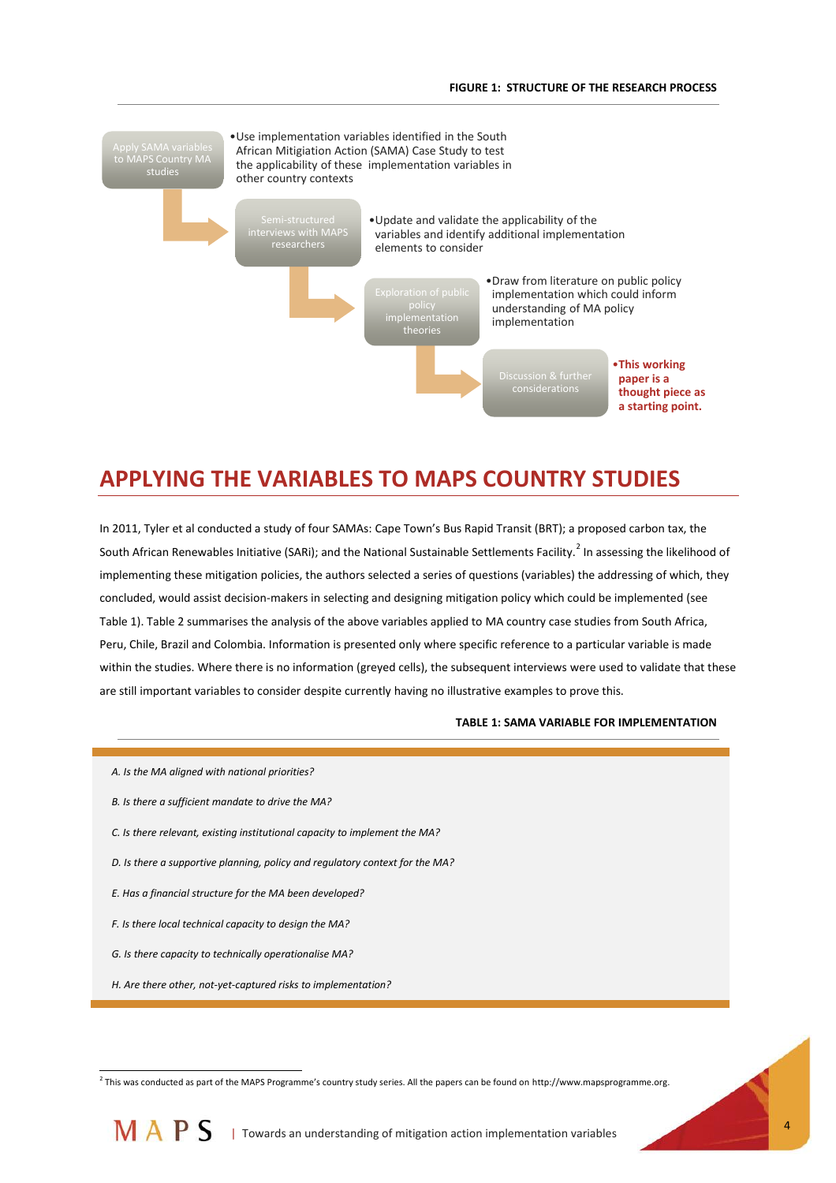**FIGURE 1: STRUCTURE OF THE RESEARCH PROCESS**

**Apply SAMA variables to MAPS Country MA studies**

- Use implementation variables identified in the South African Mitigation Action (SAMA) Case Study to test the applicability of these implementation variables in other country contexts

**Semi-structured interviews with MAPS researchers**

- Update and validate the applicability of the variables and identify additional implementation elements to consider

**Exploration of public policy implementation theories**

- Draw from literature on public policy implementation which could inform understanding of MA policy implementation

**Discussion & further considerations**

- **This working paper is a thought piece as a starting point.**

# APPLYING THE VARIABLES TO MAPS COUNTRY STUDIES

In 2011, Tyler et al conducted a study of four SAMAs: Cape Town's Bus Rapid Transit (BRT); a proposed carbon tax, the South African Renewables Initiative (SARi); and the National Sustainable Settlements Facility.[2] In assessing the likelihood of implementing these mitigation policies, the authors selected a series of questions (variables) the addressing of which, they concluded, would assist decision-makers in selecting and designing mitigation policy which could be implemented (see Table 1). Table 2 summarises the analysis of the above variables applied to MA country case studies from South Africa, Peru, Chile, Brazil and Colombia. Information is presented only where specific reference to a particular variable is made within the studies. Where there is no information (greyed cells), the subsequent interviews were used to validate that these are still important variables to consider despite currently having no illustrative examples to prove this.

**TABLE 1: SAMA VARIABLE FOR IMPLEMENTATION**

| |
|---|
| *A. Is the MA aligned with national priorities?* |
| *B. Is there a sufficient mandate to drive the MA?* |
| *C. Is there relevant, existing institutional capacity to implement the MA?* |
| *D. Is there a supportive planning, policy and regulatory context for the MA?* |
| *E. Has a financial structure for the MA been developed?* |
| *F. Is there local technical capacity to design the MA?* |
| *G. Is there capacity to technically operationalise MA?* |
| *H. Are there other, not-yet-captured risks to implementation?* |

[2] This was conducted as part of the MAPS Programme's country study series. All the papers can be found on http://www.mapsprogramme.org.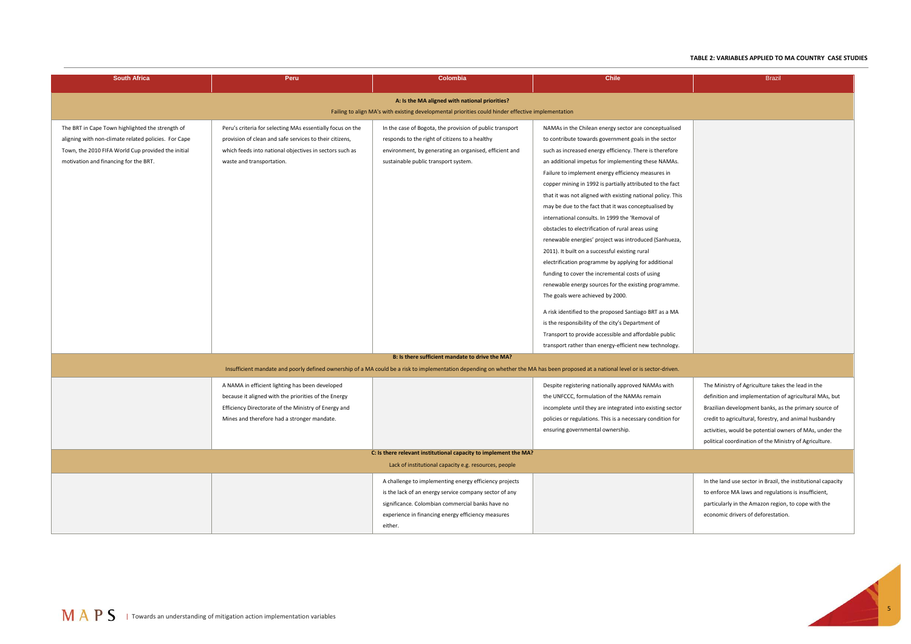**TABLE 2: VARIABLES APPLIED TO MA COUNTRY CASE STUDIES**

| South Africa | Peru | Colombia | Chile | Brazil |
|---|---|---|---|---|
| **A: Is the MA aligned with national priorities?** Failing to align MA's with existing developmental priorities could hinder effective implementation | | | | |
| The BRT in Cape Town highlighted the strength of aligning with non-climate related policies. For Cape Town, the 2010 FIFA World Cup provided the initial motivation and financing for the BRT. | Peru's criteria for selecting MAs essentially focus on the provision of clean and safe services to their citizens, which feeds into national objectives in sectors such as waste and transportation. | In the case of Bogota, the provision of public transport responds to the right of citizens to a healthy environment, by generating an organised, efficient and sustainable public transport system. | NAMAs in the Chilean energy sector are conceptualised to contribute towards government goals in the sector such as increased energy efficiency. There is therefore an additional impetus for implementing these NAMAs. Failure to implement energy efficiency measures in copper mining in 1992 is partially attributed to the fact that it was not aligned with existing national policy. This may be due to the fact that it was conceptualised by international consults. In 1999 the 'Removal of obstacles to electrification of rural areas using renewable energies' project was introduced (Sanhueza, 2011). It built on a successful existing rural electrification programme by applying for additional funding to cover the incremental costs of using renewable energy sources for the existing programme. The goals were achieved by 2000.<br><br>A risk identified to the proposed Santiago BRT as a MA is the responsibility of the city's Department of Transport to provide accessible and affordable public transport rather than energy-efficient new technology. | |
| **B: Is there sufficient mandate to drive the MA?** Insufficient mandate and poorly defined ownership of a MA could be a risk to implementation depending on whether the MA has been proposed at a national level or is sector-driven. | | | | |
| | A NAMA in efficient lighting has been developed because it aligned with the priorities of the Energy Efficiency Directorate of the Ministry of Energy and Mines and therefore had a stronger mandate. | | Despite registering nationally approved NAMAs with the UNFCCC, formulation of the NAMAs remain incomplete until they are integrated into existing sector policies or regulations. This is a necessary condition for ensuring governmental ownership. | The Ministry of Agriculture takes the lead in the definition and implementation of agricultural MAs, but Brazilian development banks, as the primary source of credit to agricultural, forestry, and animal husbandry activities, would be potential owners of MAs, under the political coordination of the Ministry of Agriculture. |
| **C: Is there relevant institutional capacity to implement the MA?** Lack of institutional capacity e.g. resources, people | | | | |
| | | A challenge to implementing energy efficiency projects is the lack of an energy service company sector of any significance. Colombian commercial banks have no experience in financing energy efficiency measures either. | | In the land use sector in Brazil, the institutional capacity to enforce MA laws and regulations is insufficient, particularly in the Amazon region, to cope with the economic drivers of deforestation. |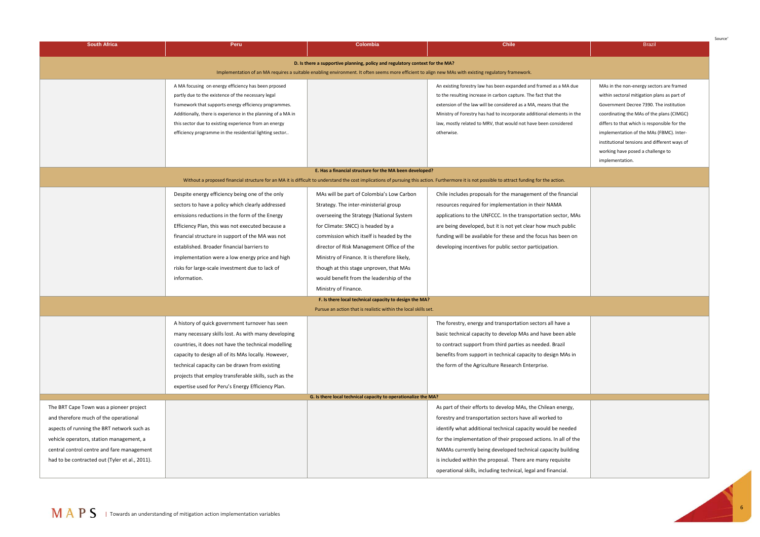| South Africa | Peru | Colombia | Chile | Brazil |
|---|---|---|---|---|
| **D. Is there a supportive planning, policy and regulatory context for the MA?** Implementation of an MA requires a suitable enabling environment. It often seems more efficient to align new MAs with existing regulatory framework. | | | | |
| | A MA focusing on energy efficiency has been prposed partly due to the existence of the necessary legal framework that supports energy efficiency programmes. Additionally, there is experience in the planning of a MA in this sector due to existing experience from an energy efficiency programme in the residential lighting sector.. | | An existing forestry law has been expanded and framed as a MA due to the resulting increase in carbon capture. The fact that the extension of the law will be considered as a MA, means that the Ministry of Forestry has had to incorporate additional elements in the law, mostly related to MRV, that would not have been considered otherwise. | MAs in the non-energy sectors are framed within sectoral mitigation plans as part of Government Decree 7390. The institution coordinating the MAs of the plans (CIMGC) differs to that which is responsible for the implementation of the MAs (FBMC). Inter-institutional tensions and different ways of working have posed a challenge to implementation. |
| **E. Has a financial structure for the MA been developed?** Without a proposed financial structure for an MA it is difficult to understand the cost implications of pursuing this action. Furthermore it is not possible to attract funding for the action. | | | | |
| | Despite energy efficiency being one of the only sectors to have a policy which clearly addressed emissions reductions in the form of the Energy Efficiency Plan, this was not executed because a financial structure in support of the MA was not established. Broader financial barriers to implementation were a low energy price and high risks for large-scale investment due to lack of information. | MAs will be part of Colombia's Low Carbon Strategy. The inter-ministerial group overseeing the Strategy (National System for Climate: SNCC) is headed by a commission which itself is headed by the director of Risk Management Office of the Ministry of Finance. It is therefore likely, though at this stage unproven, that MAs would benefit from the leadership of the Ministry of Finance. | Chile includes proposals for the management of the financial resources required for implementation in their NAMA applications to the UNFCCC. In the transportation sector, MAs are being developed, but it is not yet clear how much public funding will be available for these and the focus has been on developing incentives for public sector participation. | |
| **F. Is there local technical capacity to design the MA?** Pursue an action that is realistic within the local skills set. | | | | |
| | A history of quick government turnover has seen many necessary skills lost. As with many developing countries, it does not have the technical modelling capacity to design all of its MAs locally. However, technical capacity can be drawn from existing projects that employ transferable skills, such as the expertise used for Peru's Energy Efficiency Plan. | | The forestry, energy and transportation sectors all have a basic technical capacity to develop MAs and have been able to contract support from third parties as needed. Brazil benefits from support in technical capacity to design MAs in the form of the Agriculture Research Enterprise. | |
| **G. Is there local technical capacity to operationalize the MA?** | | | | |
| The BRT Cape Town was a pioneer project and therefore much of the operational aspects of running the BRT network such as vehicle operators, station management, a central control centre and fare management had to be contracted out (Tyler et al., 2011). | | | As part of their efforts to develop MAs, the Chilean energy, forestry and transportation sectors have all worked to identify what additional technical capacity would be needed for the implementation of their proposed actions. In all of the NAMAs currently being developed technical capacity building is included within the proposal. There are many requisite operational skills, including technical, legal and financial. | |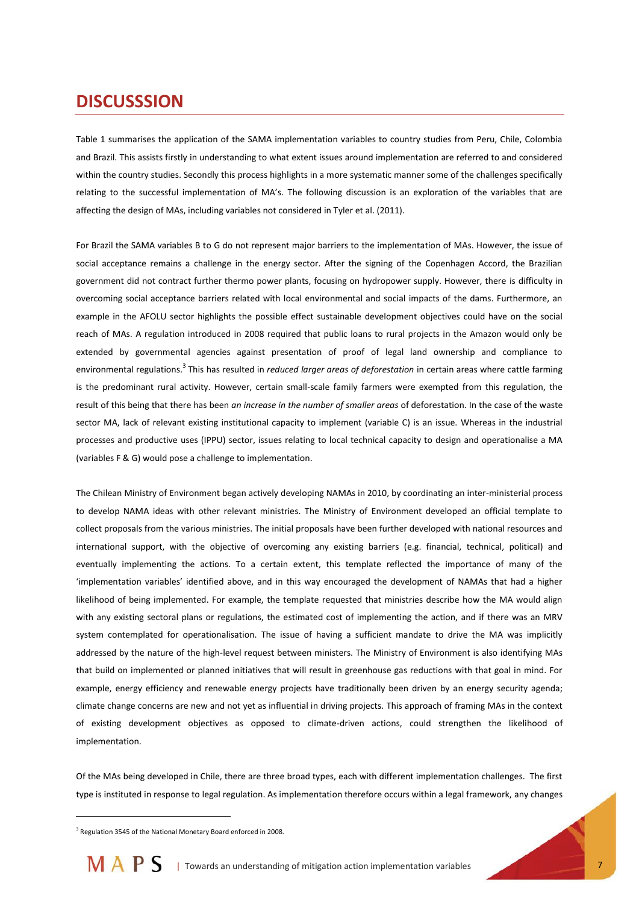# DISCUSSSION

Table 1 summarises the application of the SAMA implementation variables to country studies from Peru, Chile, Colombia and Brazil. This assists firstly in understanding to what extent issues around implementation are referred to and considered within the country studies. Secondly this process highlights in a more systematic manner some of the challenges specifically relating to the successful implementation of MA's. The following discussion is an exploration of the variables that are affecting the design of MAs, including variables not considered in Tyler et al. (2011).

For Brazil the SAMA variables B to G do not represent major barriers to the implementation of MAs. However, the issue of social acceptance remains a challenge in the energy sector. After the signing of the Copenhagen Accord, the Brazilian government did not contract further thermo power plants, focusing on hydropower supply. However, there is difficulty in overcoming social acceptance barriers related with local environmental and social impacts of the dams. Furthermore, an example in the AFOLU sector highlights the possible effect sustainable development objectives could have on the social reach of MAs. A regulation introduced in 2008 required that public loans to rural projects in the Amazon would only be extended by governmental agencies against presentation of proof of legal land ownership and compliance to environmental regulations.[3] This has resulted in *reduced larger areas of deforestation* in certain areas where cattle farming is the predominant rural activity. However, certain small-scale family farmers were exempted from this regulation, the result of this being that there has been *an increase in the number of smaller areas* of deforestation. In the case of the waste sector MA, lack of relevant existing institutional capacity to implement (variable C) is an issue. Whereas in the industrial processes and productive uses (IPPU) sector, issues relating to local technical capacity to design and operationalise a MA (variables F & G) would pose a challenge to implementation.

The Chilean Ministry of Environment began actively developing NAMAs in 2010, by coordinating an inter-ministerial process to develop NAMA ideas with other relevant ministries. The Ministry of Environment developed an official template to collect proposals from the various ministries. The initial proposals have been further developed with national resources and international support, with the objective of overcoming any existing barriers (e.g. financial, technical, political) and eventually implementing the actions. To a certain extent, this template reflected the importance of many of the 'implementation variables' identified above, and in this way encouraged the development of NAMAs that had a higher likelihood of being implemented. For example, the template requested that ministries describe how the MA would align with any existing sectoral plans or regulations, the estimated cost of implementing the action, and if there was an MRV system contemplated for operationalisation. The issue of having a sufficient mandate to drive the MA was implicitly addressed by the nature of the high-level request between ministers. The Ministry of Environment is also identifying MAs that build on implemented or planned initiatives that will result in greenhouse gas reductions with that goal in mind. For example, energy efficiency and renewable energy projects have traditionally been driven by an energy security agenda; climate change concerns are new and not yet as influential in driving projects. This approach of framing MAs in the context of existing development objectives as opposed to climate-driven actions, could strengthen the likelihood of implementation.

Of the MAs being developed in Chile, there are three broad types, each with different implementation challenges. The first type is instituted in response to legal regulation. As implementation therefore occurs within a legal framework, any changes

[3] Regulation 3545 of the National Monetary Board enforced in 2008.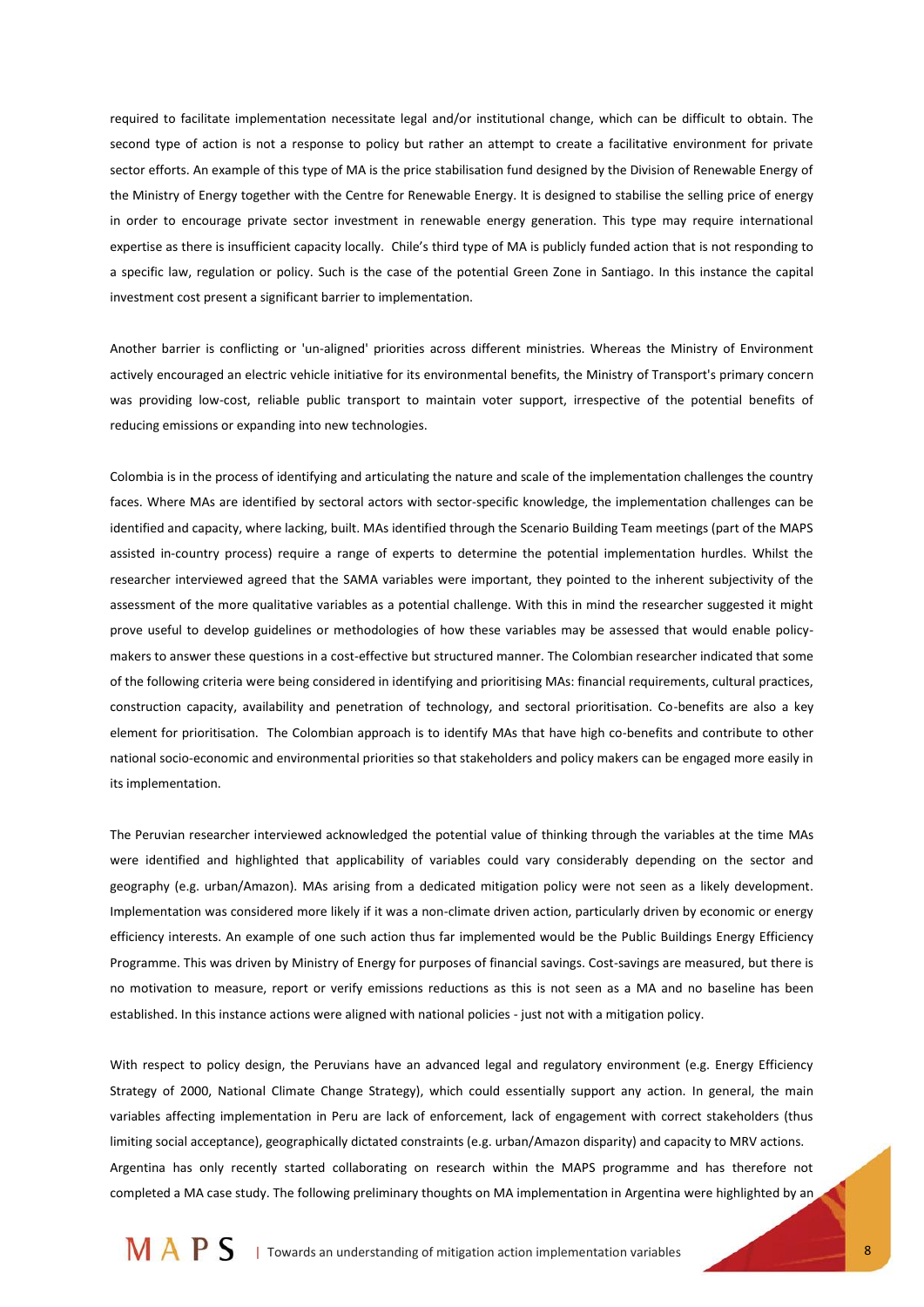required to facilitate implementation necessitate legal and/or institutional change, which can be difficult to obtain. The second type of action is not a response to policy but rather an attempt to create a facilitative environment for private sector efforts. An example of this type of MA is the price stabilisation fund designed by the Division of Renewable Energy of the Ministry of Energy together with the Centre for Renewable Energy. It is designed to stabilise the selling price of energy in order to encourage private sector investment in renewable energy generation. This type may require international expertise as there is insufficient capacity locally. Chile's third type of MA is publicly funded action that is not responding to a specific law, regulation or policy. Such is the case of the potential Green Zone in Santiago. In this instance the capital investment cost present a significant barrier to implementation.

Another barrier is conflicting or 'un-aligned' priorities across different ministries. Whereas the Ministry of Environment actively encouraged an electric vehicle initiative for its environmental benefits, the Ministry of Transport's primary concern was providing low-cost, reliable public transport to maintain voter support, irrespective of the potential benefits of reducing emissions or expanding into new technologies.

Colombia is in the process of identifying and articulating the nature and scale of the implementation challenges the country faces. Where MAs are identified by sectoral actors with sector-specific knowledge, the implementation challenges can be identified and capacity, where lacking, built. MAs identified through the Scenario Building Team meetings (part of the MAPS assisted in-country process) require a range of experts to determine the potential implementation hurdles. Whilst the researcher interviewed agreed that the SAMA variables were important, they pointed to the inherent subjectivity of the assessment of the more qualitative variables as a potential challenge. With this in mind the researcher suggested it might prove useful to develop guidelines or methodologies of how these variables may be assessed that would enable policy-makers to answer these questions in a cost-effective but structured manner. The Colombian researcher indicated that some of the following criteria were being considered in identifying and prioritising MAs: financial requirements, cultural practices, construction capacity, availability and penetration of technology, and sectoral prioritisation. Co-benefits are also a key element for prioritisation. The Colombian approach is to identify MAs that have high co-benefits and contribute to other national socio-economic and environmental priorities so that stakeholders and policy makers can be engaged more easily in its implementation.

The Peruvian researcher interviewed acknowledged the potential value of thinking through the variables at the time MAs were identified and highlighted that applicability of variables could vary considerably depending on the sector and geography (e.g. urban/Amazon). MAs arising from a dedicated mitigation policy were not seen as a likely development. Implementation was considered more likely if it was a non-climate driven action, particularly driven by economic or energy efficiency interests. An example of one such action thus far implemented would be the Public Buildings Energy Efficiency Programme. This was driven by Ministry of Energy for purposes of financial savings. Cost-savings are measured, but there is no motivation to measure, report or verify emissions reductions as this is not seen as a MA and no baseline has been established. In this instance actions were aligned with national policies - just not with a mitigation policy.

With respect to policy design, the Peruvians have an advanced legal and regulatory environment (e.g. Energy Efficiency Strategy of 2000, National Climate Change Strategy), which could essentially support any action. In general, the main variables affecting implementation in Peru are lack of enforcement, lack of engagement with correct stakeholders (thus limiting social acceptance), geographically dictated constraints (e.g. urban/Amazon disparity) and capacity to MRV actions.

Argentina has only recently started collaborating on research within the MAPS programme and has therefore not completed a MA case study. The following preliminary thoughts on MA implementation in Argentina were highlighted by an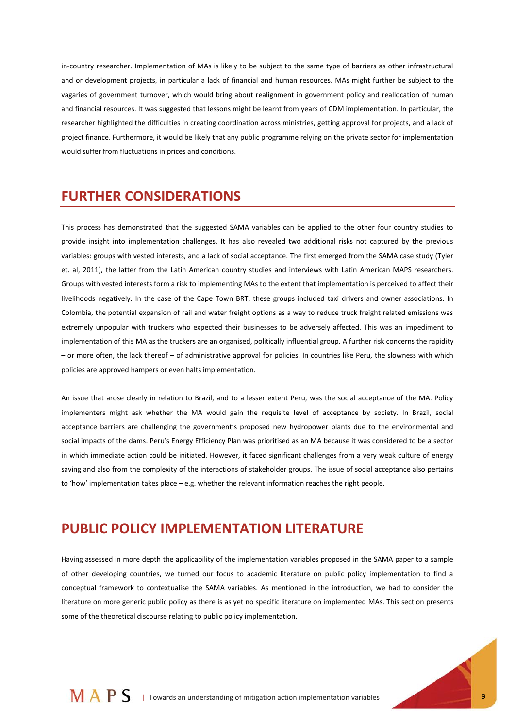in-country researcher. Implementation of MAs is likely to be subject to the same type of barriers as other infrastructural and or development projects, in particular a lack of financial and human resources. MAs might further be subject to the vagaries of government turnover, which would bring about realignment in government policy and reallocation of human and financial resources. It was suggested that lessons might be learnt from years of CDM implementation. In particular, the researcher highlighted the difficulties in creating coordination across ministries, getting approval for projects, and a lack of project finance. Furthermore, it would be likely that any public programme relying on the private sector for implementation would suffer from fluctuations in prices and conditions.

# FURTHER CONSIDERATIONS

This process has demonstrated that the suggested SAMA variables can be applied to the other four country studies to provide insight into implementation challenges. It has also revealed two additional risks not captured by the previous variables: groups with vested interests, and a lack of social acceptance. The first emerged from the SAMA case study (Tyler et. al, 2011), the latter from the Latin American country studies and interviews with Latin American MAPS researchers. Groups with vested interests form a risk to implementing MAs to the extent that implementation is perceived to affect their livelihoods negatively. In the case of the Cape Town BRT, these groups included taxi drivers and owner associations. In Colombia, the potential expansion of rail and water freight options as a way to reduce truck freight related emissions was extremely unpopular with truckers who expected their businesses to be adversely affected. This was an impediment to implementation of this MA as the truckers are an organised, politically influential group. A further risk concerns the rapidity – or more often, the lack thereof – of administrative approval for policies. In countries like Peru, the slowness with which policies are approved hampers or even halts implementation.

An issue that arose clearly in relation to Brazil, and to a lesser extent Peru, was the social acceptance of the MA. Policy implementers might ask whether the MA would gain the requisite level of acceptance by society. In Brazil, social acceptance barriers are challenging the government's proposed new hydropower plants due to the environmental and social impacts of the dams. Peru's Energy Efficiency Plan was prioritised as an MA because it was considered to be a sector in which immediate action could be initiated. However, it faced significant challenges from a very weak culture of energy saving and also from the complexity of the interactions of stakeholder groups. The issue of social acceptance also pertains to 'how' implementation takes place – e.g. whether the relevant information reaches the right people.

# PUBLIC POLICY IMPLEMENTATION LITERATURE

Having assessed in more depth the applicability of the implementation variables proposed in the SAMA paper to a sample of other developing countries, we turned our focus to academic literature on public policy implementation to find a conceptual framework to contextualise the SAMA variables. As mentioned in the introduction, we had to consider the literature on more generic public policy as there is as yet no specific literature on implemented MAs. This section presents some of the theoretical discourse relating to public policy implementation.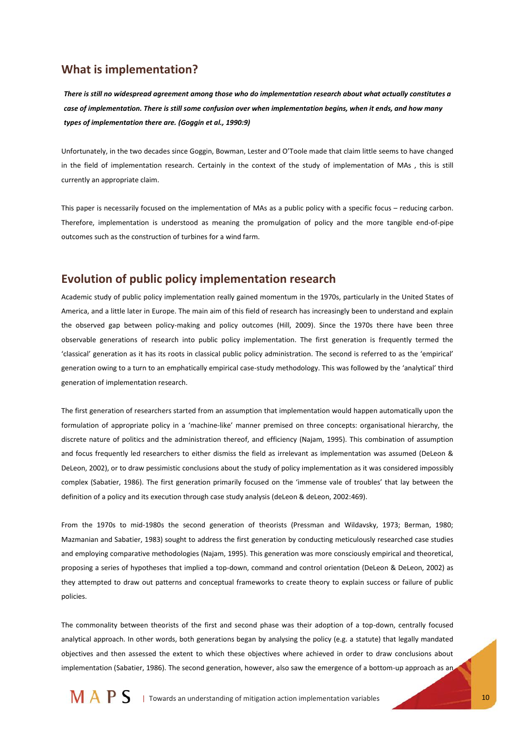## What is implementation?

***There is still no widespread agreement among those who do implementation research about what actually constitutes a case of implementation. There is still some confusion over when implementation begins, when it ends, and how many types of implementation there are. (Goggin et al., 1990:9)***

Unfortunately, in the two decades since Goggin, Bowman, Lester and O'Toole made that claim little seems to have changed in the field of implementation research. Certainly in the context of the study of implementation of MAs , this is still currently an appropriate claim.

This paper is necessarily focused on the implementation of MAs as a public policy with a specific focus – reducing carbon. Therefore, implementation is understood as meaning the promulgation of policy and the more tangible end-of-pipe outcomes such as the construction of turbines for a wind farm.

## Evolution of public policy implementation research

Academic study of public policy implementation really gained momentum in the 1970s, particularly in the United States of America, and a little later in Europe. The main aim of this field of research has increasingly been to understand and explain the observed gap between policy-making and policy outcomes (Hill, 2009). Since the 1970s there have been three observable generations of research into public policy implementation. The first generation is frequently termed the 'classical' generation as it has its roots in classical public policy administration. The second is referred to as the 'empirical' generation owing to a turn to an emphatically empirical case-study methodology. This was followed by the 'analytical' third generation of implementation research.

The first generation of researchers started from an assumption that implementation would happen automatically upon the formulation of appropriate policy in a 'machine-like' manner premised on three concepts: organisational hierarchy, the discrete nature of politics and the administration thereof, and efficiency (Najam, 1995). This combination of assumption and focus frequently led researchers to either dismiss the field as irrelevant as implementation was assumed (DeLeon & DeLeon, 2002), or to draw pessimistic conclusions about the study of policy implementation as it was considered impossibly complex (Sabatier, 1986). The first generation primarily focused on the 'immense vale of troubles' that lay between the definition of a policy and its execution through case study analysis (deLeon & deLeon, 2002:469).

From the 1970s to mid-1980s the second generation of theorists (Pressman and Wildavsky, 1973; Berman, 1980; Mazmanian and Sabatier, 1983) sought to address the first generation by conducting meticulously researched case studies and employing comparative methodologies (Najam, 1995). This generation was more consciously empirical and theoretical, proposing a series of hypotheses that implied a top-down, command and control orientation (DeLeon & DeLeon, 2002) as they attempted to draw out patterns and conceptual frameworks to create theory to explain success or failure of public policies.

The commonality between theorists of the first and second phase was their adoption of a top-down, centrally focused analytical approach. In other words, both generations began by analysing the policy (e.g. a statute) that legally mandated objectives and then assessed the extent to which these objectives where achieved in order to draw conclusions about implementation (Sabatier, 1986). The second generation, however, also saw the emergence of a bottom-up approach as an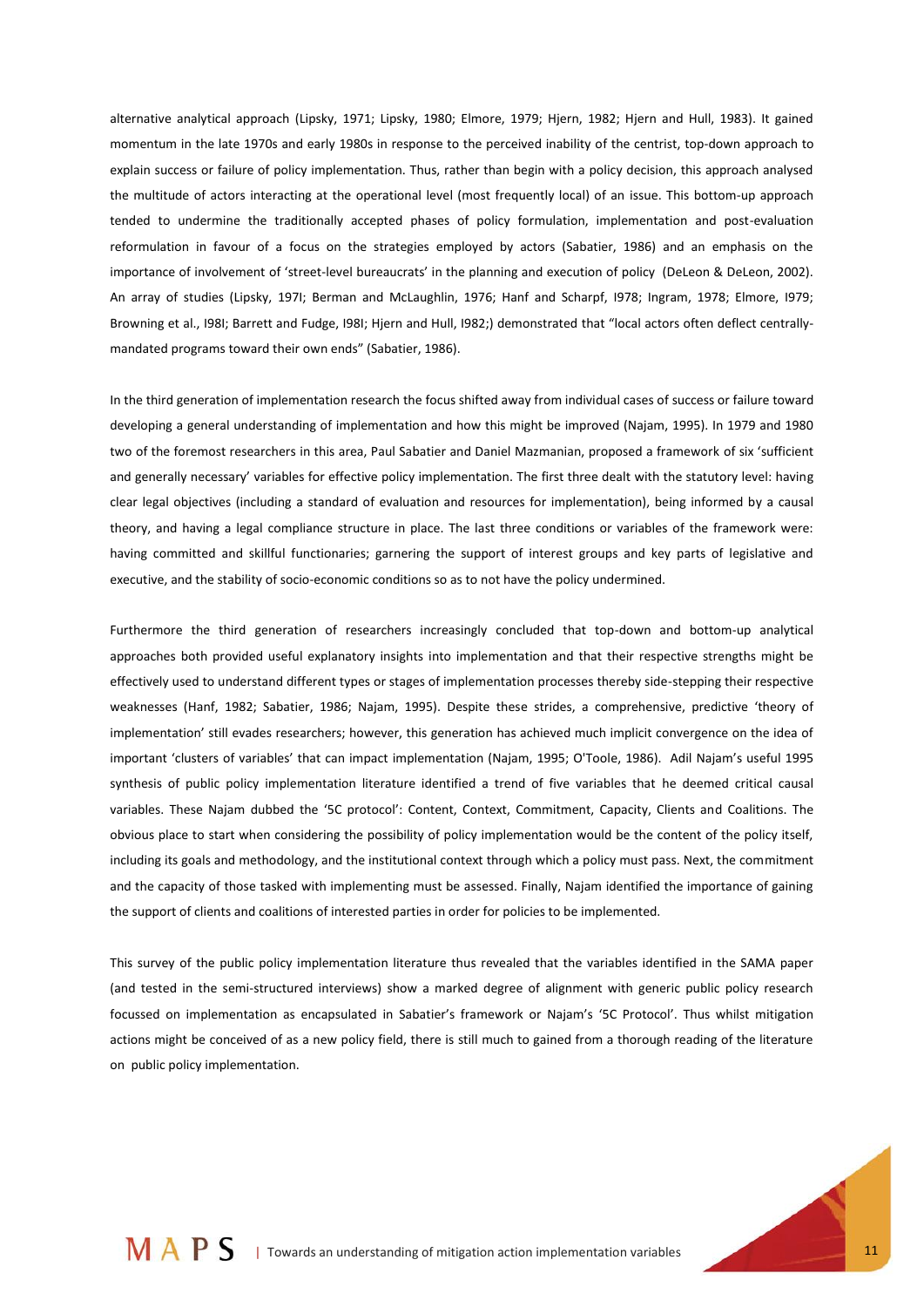alternative analytical approach (Lipsky, 1971; Lipsky, 1980; Elmore, 1979; Hjern, 1982; Hjern and Hull, 1983). It gained momentum in the late 1970s and early 1980s in response to the perceived inability of the centrist, top-down approach to explain success or failure of policy implementation. Thus, rather than begin with a policy decision, this approach analysed the multitude of actors interacting at the operational level (most frequently local) of an issue. This bottom-up approach tended to undermine the traditionally accepted phases of policy formulation, implementation and post-evaluation reformulation in favour of a focus on the strategies employed by actors (Sabatier, 1986) and an emphasis on the importance of involvement of 'street-level bureaucrats' in the planning and execution of policy (DeLeon & DeLeon, 2002). An array of studies (Lipsky, 197I; Berman and McLaughlin, 1976; Hanf and Scharpf, I978; Ingram, 1978; Elmore, I979; Browning et al., I98I; Barrett and Fudge, I98I; Hjern and Hull, I982;) demonstrated that "local actors often deflect centrally-mandated programs toward their own ends" (Sabatier, 1986).

In the third generation of implementation research the focus shifted away from individual cases of success or failure toward developing a general understanding of implementation and how this might be improved (Najam, 1995). In 1979 and 1980 two of the foremost researchers in this area, Paul Sabatier and Daniel Mazmanian, proposed a framework of six 'sufficient and generally necessary' variables for effective policy implementation. The first three dealt with the statutory level: having clear legal objectives (including a standard of evaluation and resources for implementation), being informed by a causal theory, and having a legal compliance structure in place. The last three conditions or variables of the framework were: having committed and skillful functionaries; garnering the support of interest groups and key parts of legislative and executive, and the stability of socio-economic conditions so as to not have the policy undermined.

Furthermore the third generation of researchers increasingly concluded that top-down and bottom-up analytical approaches both provided useful explanatory insights into implementation and that their respective strengths might be effectively used to understand different types or stages of implementation processes thereby side-stepping their respective weaknesses (Hanf, 1982; Sabatier, 1986; Najam, 1995). Despite these strides, a comprehensive, predictive 'theory of implementation' still evades researchers; however, this generation has achieved much implicit convergence on the idea of important 'clusters of variables' that can impact implementation (Najam, 1995; O'Toole, 1986). Adil Najam's useful 1995 synthesis of public policy implementation literature identified a trend of five variables that he deemed critical causal variables. These Najam dubbed the '5C protocol': Content, Context, Commitment, Capacity, Clients and Coalitions. The obvious place to start when considering the possibility of policy implementation would be the content of the policy itself, including its goals and methodology, and the institutional context through which a policy must pass. Next, the commitment and the capacity of those tasked with implementing must be assessed. Finally, Najam identified the importance of gaining the support of clients and coalitions of interested parties in order for policies to be implemented.

This survey of the public policy implementation literature thus revealed that the variables identified in the SAMA paper (and tested in the semi-structured interviews) show a marked degree of alignment with generic public policy research focussed on implementation as encapsulated in Sabatier's framework or Najam's '5C Protocol'. Thus whilst mitigation actions might be conceived of as a new policy field, there is still much to gained from a thorough reading of the literature on public policy implementation.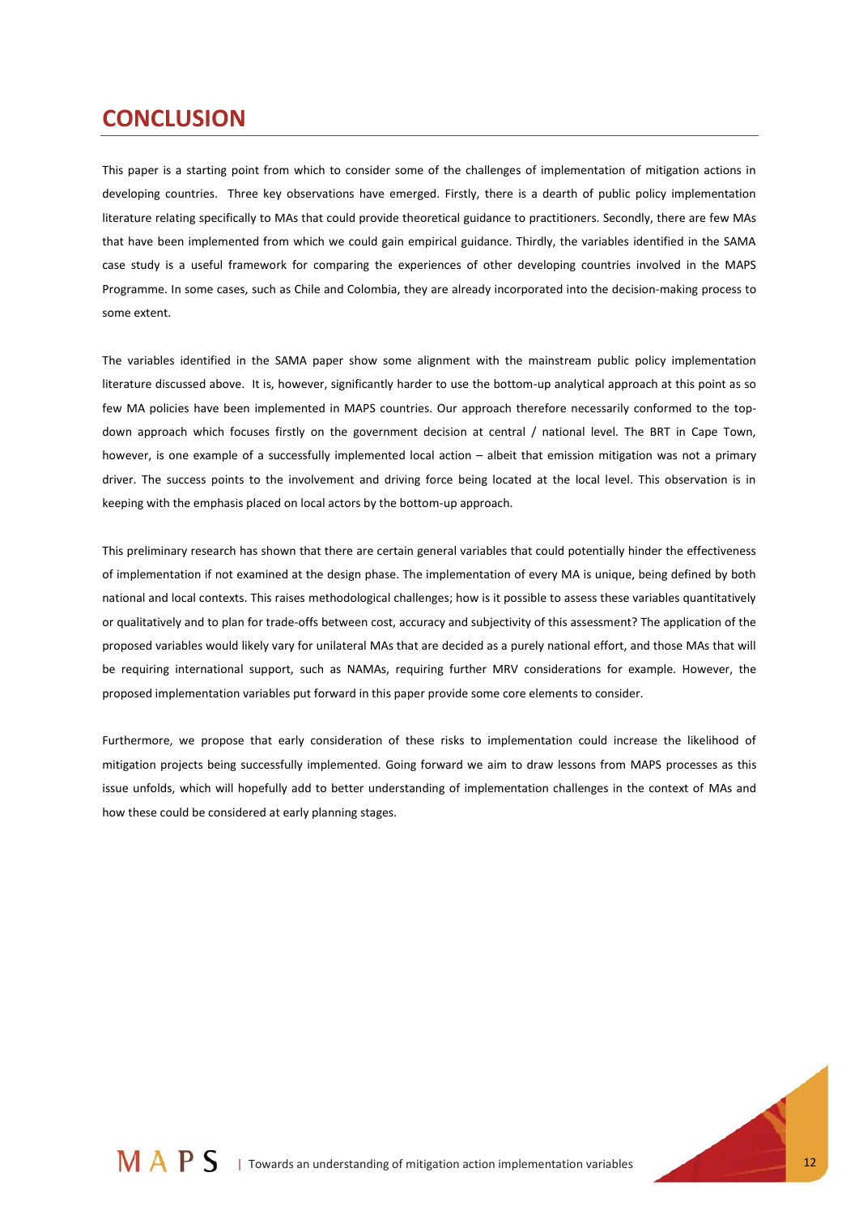# CONCLUSION

This paper is a starting point from which to consider some of the challenges of implementation of mitigation actions in developing countries. Three key observations have emerged. Firstly, there is a dearth of public policy implementation literature relating specifically to MAs that could provide theoretical guidance to practitioners. Secondly, there are few MAs that have been implemented from which we could gain empirical guidance. Thirdly, the variables identified in the SAMA case study is a useful framework for comparing the experiences of other developing countries involved in the MAPS Programme. In some cases, such as Chile and Colombia, they are already incorporated into the decision-making process to some extent.

The variables identified in the SAMA paper show some alignment with the mainstream public policy implementation literature discussed above. It is, however, significantly harder to use the bottom-up analytical approach at this point as so few MA policies have been implemented in MAPS countries. Our approach therefore necessarily conformed to the top-down approach which focuses firstly on the government decision at central / national level. The BRT in Cape Town, however, is one example of a successfully implemented local action – albeit that emission mitigation was not a primary driver. The success points to the involvement and driving force being located at the local level. This observation is in keeping with the emphasis placed on local actors by the bottom-up approach.

This preliminary research has shown that there are certain general variables that could potentially hinder the effectiveness of implementation if not examined at the design phase. The implementation of every MA is unique, being defined by both national and local contexts. This raises methodological challenges; how is it possible to assess these variables quantitatively or qualitatively and to plan for trade-offs between cost, accuracy and subjectivity of this assessment? The application of the proposed variables would likely vary for unilateral MAs that are decided as a purely national effort, and those MAs that will be requiring international support, such as NAMAs, requiring further MRV considerations for example. However, the proposed implementation variables put forward in this paper provide some core elements to consider.

Furthermore, we propose that early consideration of these risks to implementation could increase the likelihood of mitigation projects being successfully implemented. Going forward we aim to draw lessons from MAPS processes as this issue unfolds, which will hopefully add to better understanding of implementation challenges in the context of MAs and how these could be considered at early planning stages.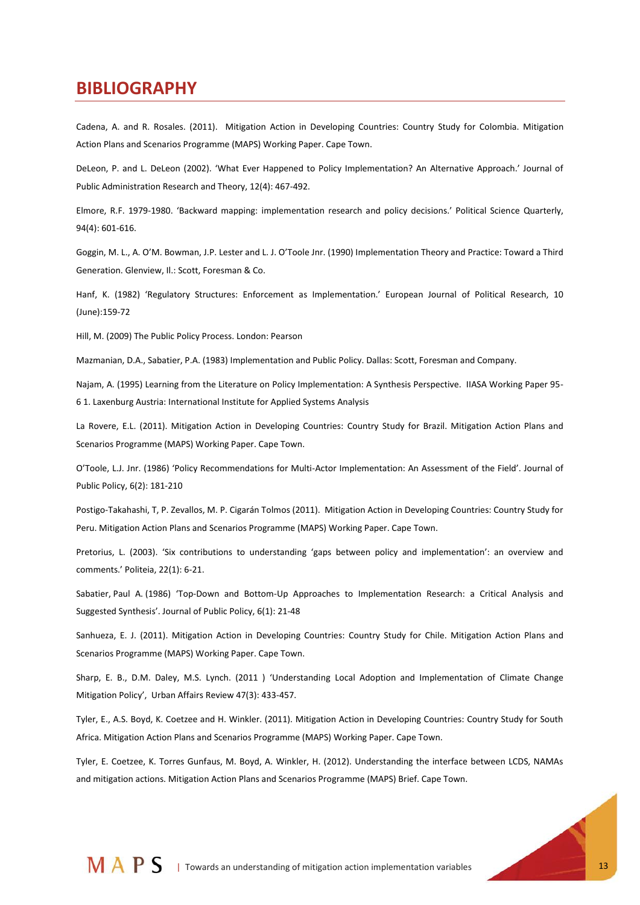# BIBLIOGRAPHY

Cadena, A. and R. Rosales. (2011). Mitigation Action in Developing Countries: Country Study for Colombia. Mitigation Action Plans and Scenarios Programme (MAPS) Working Paper. Cape Town.

DeLeon, P. and L. DeLeon (2002). 'What Ever Happened to Policy Implementation? An Alternative Approach.' Journal of Public Administration Research and Theory, 12(4): 467-492.

Elmore, R.F. 1979-1980. 'Backward mapping: implementation research and policy decisions.' Political Science Quarterly, 94(4): 601-616.

Goggin, M. L., A. O'M. Bowman, J.P. Lester and L. J. O'Toole Jnr. (1990) Implementation Theory and Practice: Toward a Third Generation. Glenview, Il.: Scott, Foresman & Co.

Hanf, K. (1982) 'Regulatory Structures: Enforcement as Implementation.' European Journal of Political Research, 10 (June):159-72

Hill, M. (2009) The Public Policy Process. London: Pearson

Mazmanian, D.A., Sabatier, P.A. (1983) Implementation and Public Policy. Dallas: Scott, Foresman and Company.

Najam, A. (1995) Learning from the Literature on Policy Implementation: A Synthesis Perspective. IIASA Working Paper 95-6 1. Laxenburg Austria: International Institute for Applied Systems Analysis

La Rovere, E.L. (2011). Mitigation Action in Developing Countries: Country Study for Brazil. Mitigation Action Plans and Scenarios Programme (MAPS) Working Paper. Cape Town.

O'Toole, L.J. Jnr. (1986) 'Policy Recommendations for Multi-Actor Implementation: An Assessment of the Field'. Journal of Public Policy, 6(2): 181-210

Postigo-Takahashi, T, P. Zevallos, M. P. Cigarán Tolmos (2011). Mitigation Action in Developing Countries: Country Study for Peru. Mitigation Action Plans and Scenarios Programme (MAPS) Working Paper. Cape Town.

Pretorius, L. (2003). 'Six contributions to understanding 'gaps between policy and implementation': an overview and comments.' Politeia, 22(1): 6-21.

Sabatier, Paul A. (1986) 'Top-Down and Bottom-Up Approaches to Implementation Research: a Critical Analysis and Suggested Synthesis'. Journal of Public Policy, 6(1): 21-48

Sanhueza, E. J. (2011). Mitigation Action in Developing Countries: Country Study for Chile. Mitigation Action Plans and Scenarios Programme (MAPS) Working Paper. Cape Town.

Sharp, E. B., D.M. Daley, M.S. Lynch. (2011 ) 'Understanding Local Adoption and Implementation of Climate Change Mitigation Policy', Urban Affairs Review 47(3): 433-457.

Tyler, E., A.S. Boyd, K. Coetzee and H. Winkler. (2011). Mitigation Action in Developing Countries: Country Study for South Africa. Mitigation Action Plans and Scenarios Programme (MAPS) Working Paper. Cape Town.

Tyler, E. Coetzee, K. Torres Gunfaus, M. Boyd, A. Winkler, H. (2012). Understanding the interface between LCDS, NAMAs and mitigation actions. Mitigation Action Plans and Scenarios Programme (MAPS) Brief. Cape Town.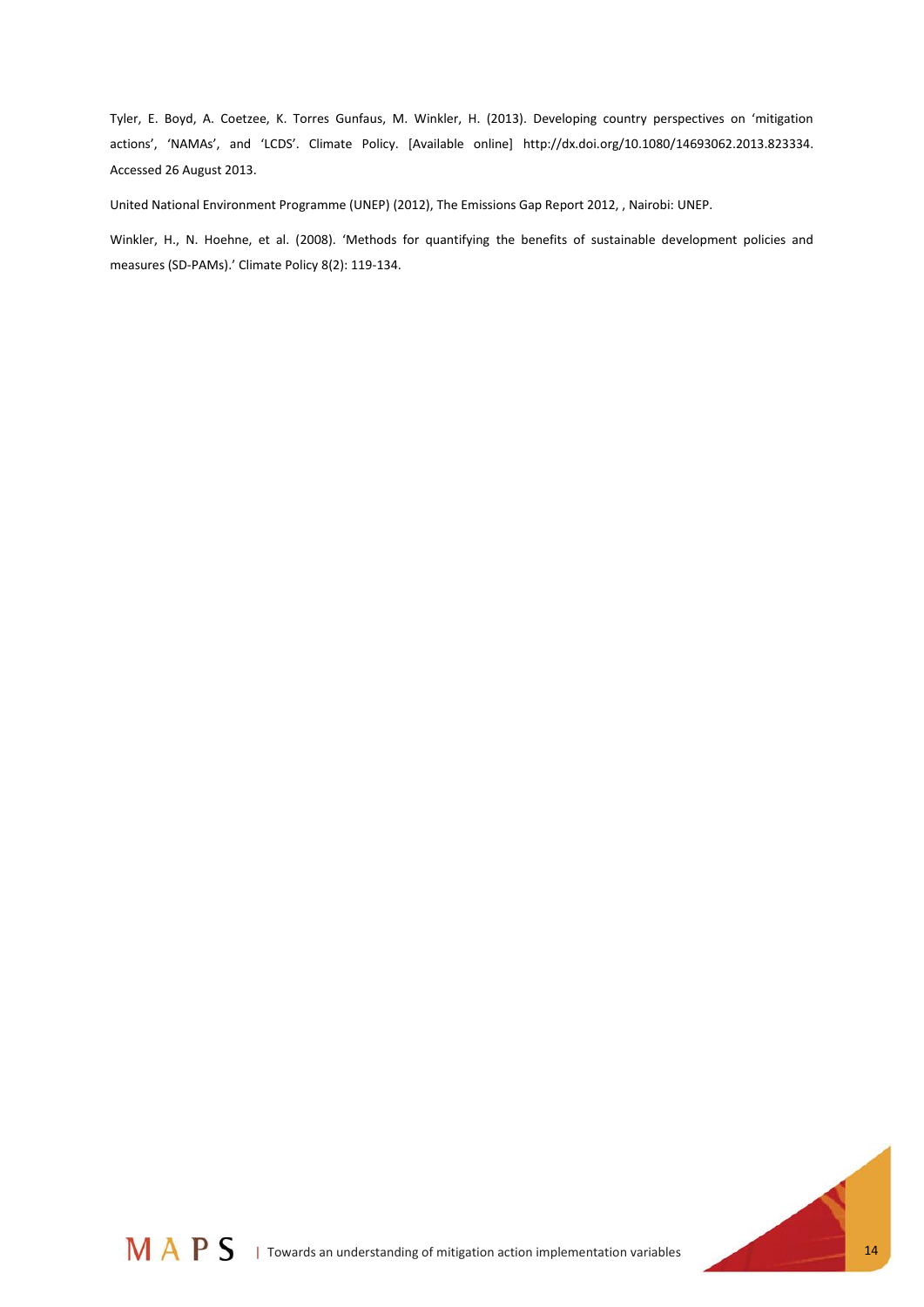Tyler, E. Boyd, A. Coetzee, K. Torres Gunfaus, M. Winkler, H. (2013). Developing country perspectives on 'mitigation actions', 'NAMAs', and 'LCDS'. Climate Policy. [Available online] http://dx.doi.org/10.1080/14693062.2013.823334. Accessed 26 August 2013.

United National Environment Programme (UNEP) (2012), The Emissions Gap Report 2012, , Nairobi: UNEP.

Winkler, H., N. Hoehne, et al. (2008). 'Methods for quantifying the benefits of sustainable development policies and measures (SD-PAMs).' Climate Policy 8(2): 119-134.